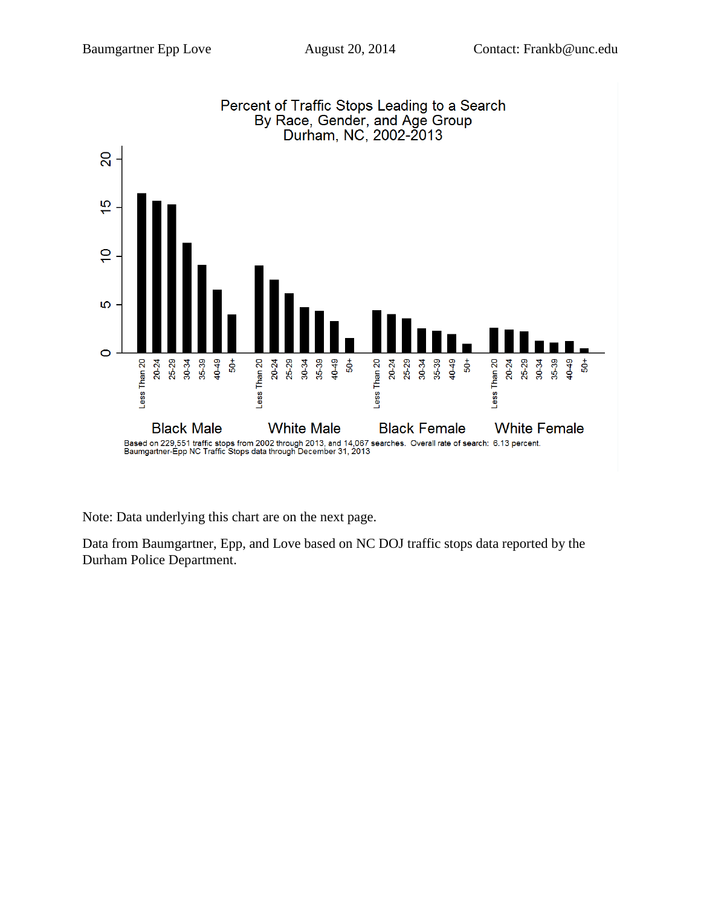Percent of Traffic Stops Leading to a Search
By Race, Gender, and Age Group
Durham, NC, 2002-2013

Based on 229,551 traffic stops from 2002 through 2013, and 14,067 searches. Overall rate of search: 6.13 percent.
Baumgartner-Epp NC Traffic Stops data through December 31, 2013

Note: Data underlying this chart are on the next page.

Data from Baumgartner, Epp, and Love based on NC DOJ traffic stops data reported by the Durham Police Department.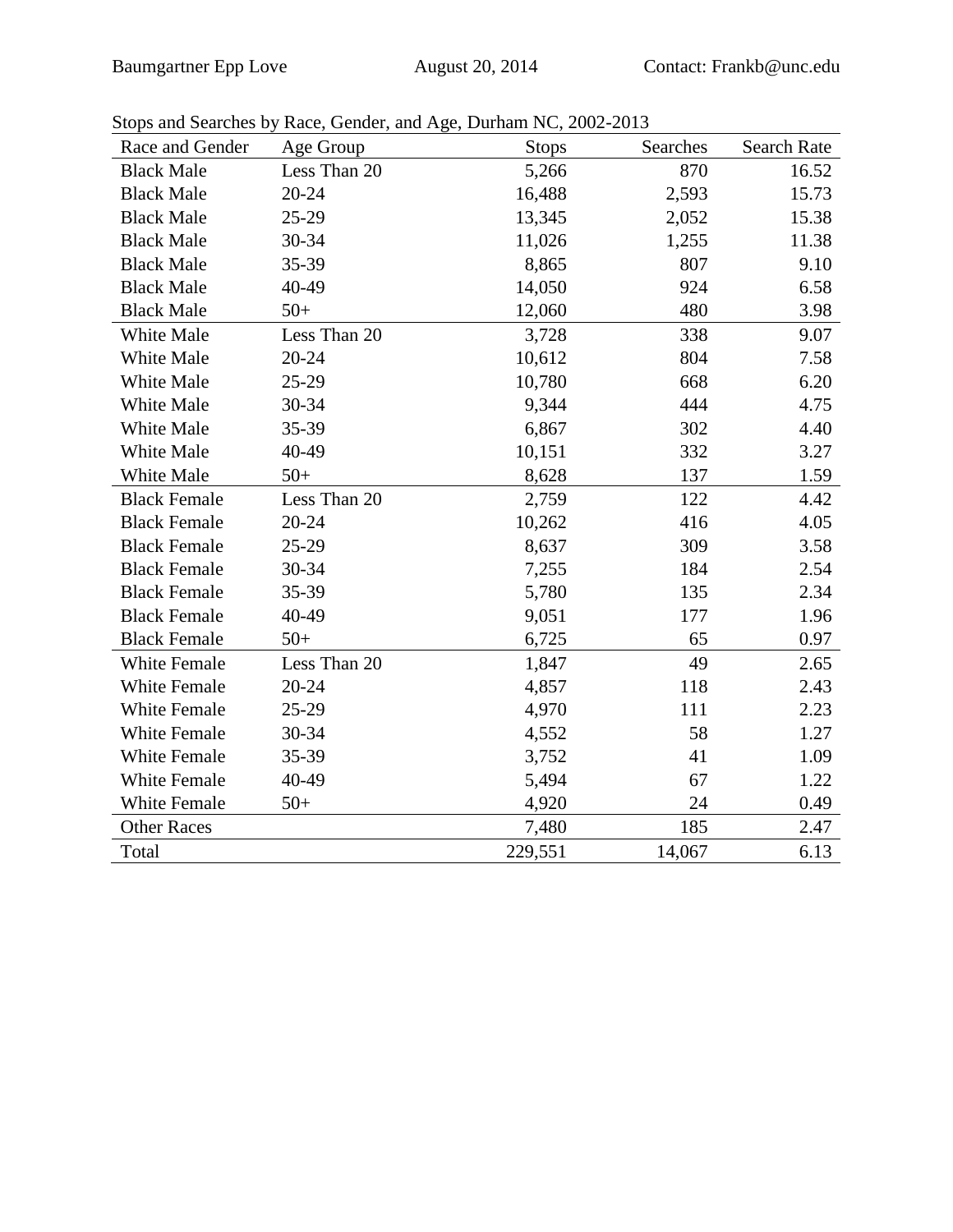Stops and Searches by Race, Gender, and Age, Durham NC, 2002-2013

| Race and Gender | Age Group | Stops | Searches | Search Rate |
|---|---|---|---|---|
| Black Male | Less Than 20 | 5,266 | 870 | 16.52 |
| Black Male | 20-24 | 16,488 | 2,593 | 15.73 |
| Black Male | 25-29 | 13,345 | 2,052 | 15.38 |
| Black Male | 30-34 | 11,026 | 1,255 | 11.38 |
| Black Male | 35-39 | 8,865 | 807 | 9.10 |
| Black Male | 40-49 | 14,050 | 924 | 6.58 |
| Black Male | 50+ | 12,060 | 480 | 3.98 |
| White Male | Less Than 20 | 3,728 | 338 | 9.07 |
| White Male | 20-24 | 10,612 | 804 | 7.58 |
| White Male | 25-29 | 10,780 | 668 | 6.20 |
| White Male | 30-34 | 9,344 | 444 | 4.75 |
| White Male | 35-39 | 6,867 | 302 | 4.40 |
| White Male | 40-49 | 10,151 | 332 | 3.27 |
| White Male | 50+ | 8,628 | 137 | 1.59 |
| Black Female | Less Than 20 | 2,759 | 122 | 4.42 |
| Black Female | 20-24 | 10,262 | 416 | 4.05 |
| Black Female | 25-29 | 8,637 | 309 | 3.58 |
| Black Female | 30-34 | 7,255 | 184 | 2.54 |
| Black Female | 35-39 | 5,780 | 135 | 2.34 |
| Black Female | 40-49 | 9,051 | 177 | 1.96 |
| Black Female | 50+ | 6,725 | 65 | 0.97 |
| White Female | Less Than 20 | 1,847 | 49 | 2.65 |
| White Female | 20-24 | 4,857 | 118 | 2.43 |
| White Female | 25-29 | 4,970 | 111 | 2.23 |
| White Female | 30-34 | 4,552 | 58 | 1.27 |
| White Female | 35-39 | 3,752 | 41 | 1.09 |
| White Female | 40-49 | 5,494 | 67 | 1.22 |
| White Female | 50+ | 4,920 | 24 | 0.49 |
| Other Races | | 7,480 | 185 | 2.47 |
| Total | | 229,551 | 14,067 | 6.13 |